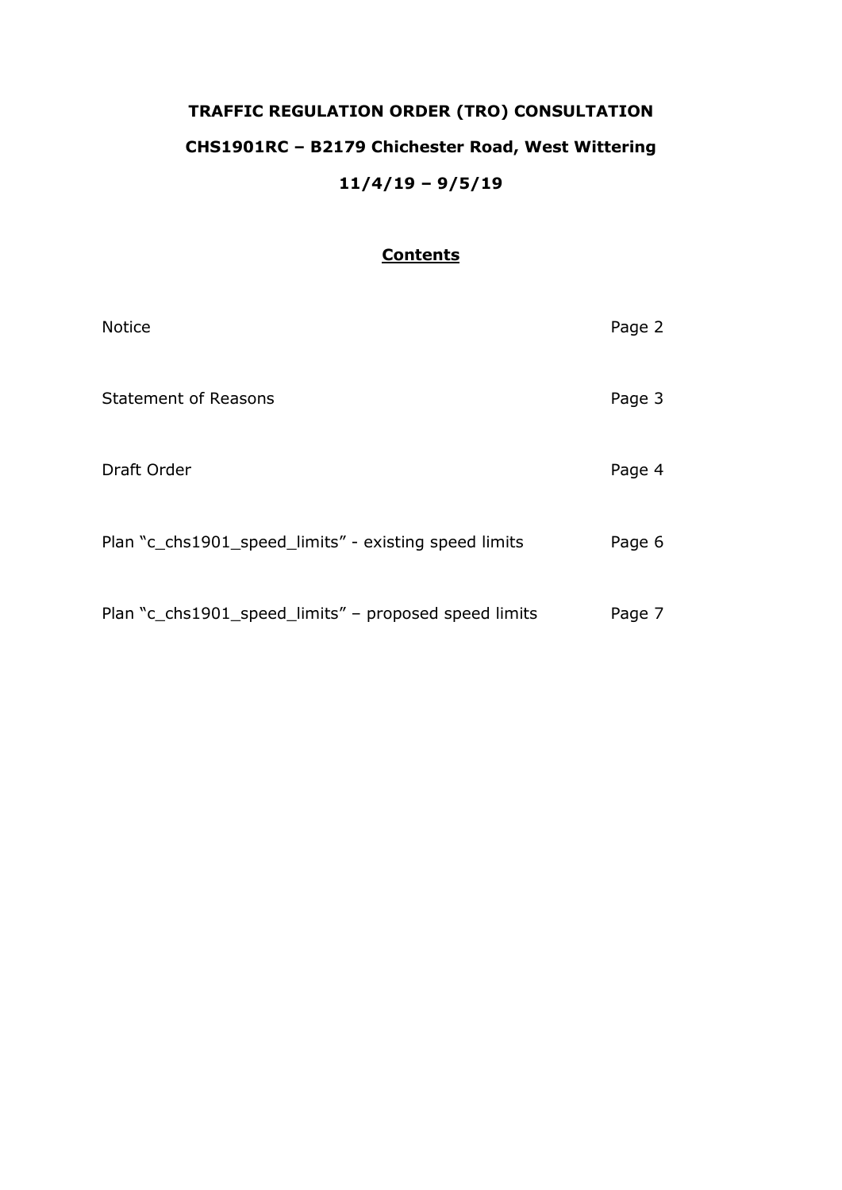# TRAFFIC REGULATION ORDER (TRO) CONSULTATION

# CHS1901RC – B2179 Chichester Road, West Wittering

# 11/4/19 – 9/5/19

## Contents

| | |
|---|---|
| Notice | Page 2 |
| Statement of Reasons | Page 3 |
| Draft Order | Page 4 |
| Plan "c_chs1901_speed_limits" - existing speed limits | Page 6 |
| Plan "c_chs1901_speed_limits" – proposed speed limits | Page 7 |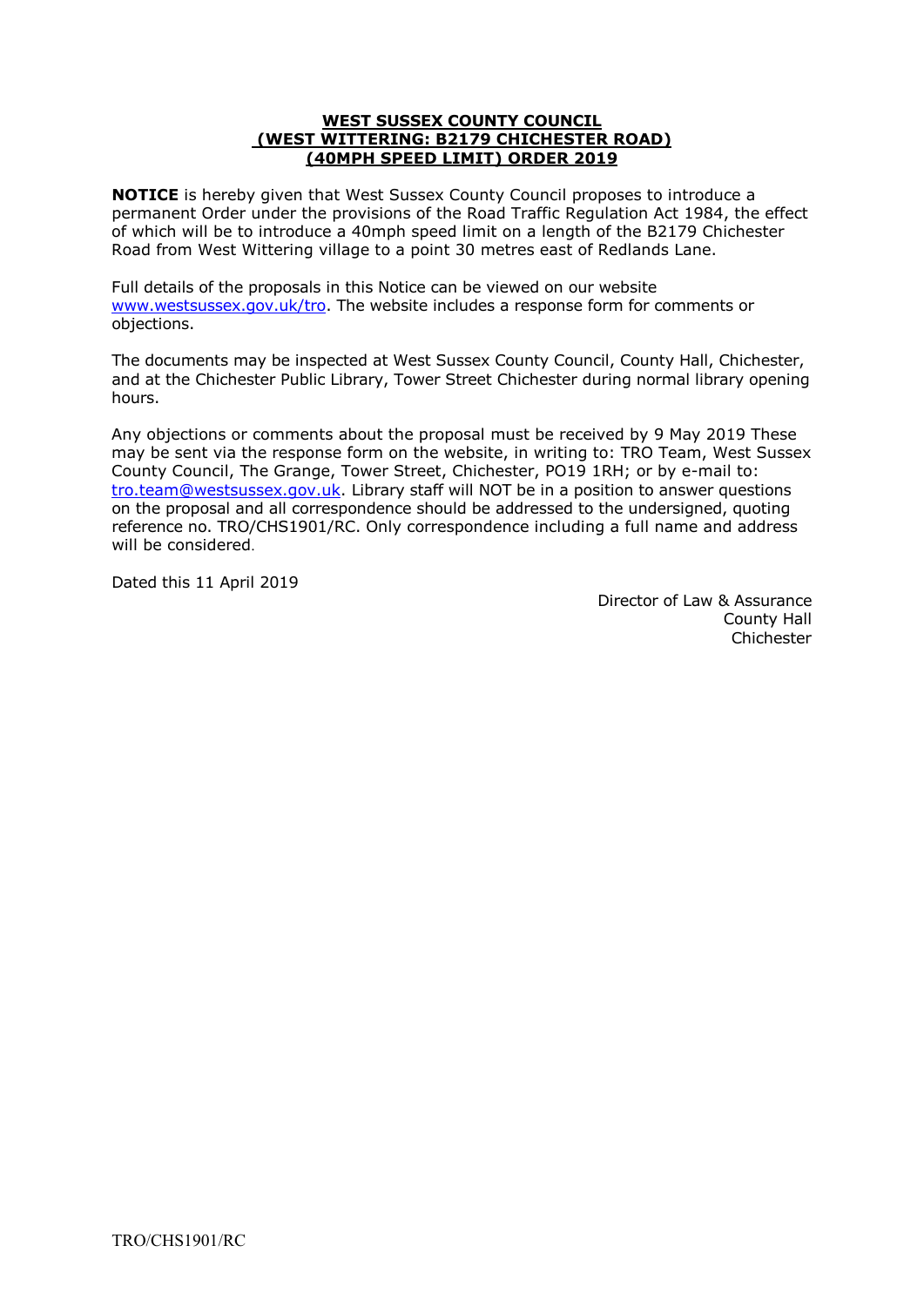**WEST SUSSEX COUNTY COUNCIL**
**(WEST WITTERING: B2179 CHICHESTER ROAD)**
**(40MPH SPEED LIMIT) ORDER 2019**

**NOTICE** is hereby given that West Sussex County Council proposes to introduce a permanent Order under the provisions of the Road Traffic Regulation Act 1984, the effect of which will be to introduce a 40mph speed limit on a length of the B2179 Chichester Road from West Wittering village to a point 30 metres east of Redlands Lane.

Full details of the proposals in this Notice can be viewed on our website www.westsussex.gov.uk/tro. The website includes a response form for comments or objections.

The documents may be inspected at West Sussex County Council, County Hall, Chichester, and at the Chichester Public Library, Tower Street Chichester during normal library opening hours.

Any objections or comments about the proposal must be received by 9 May 2019 These may be sent via the response form on the website, in writing to: TRO Team, West Sussex County Council, The Grange, Tower Street, Chichester, PO19 1RH; or by e-mail to: tro.team@westsussex.gov.uk. Library staff will NOT be in a position to answer questions on the proposal and all correspondence should be addressed to the undersigned, quoting reference no. TRO/CHS1901/RC. Only correspondence including a full name and address will be considered.

Dated this 11 April 2019

Director of Law & Assurance
County Hall
Chichester

TRO/CHS1901/RC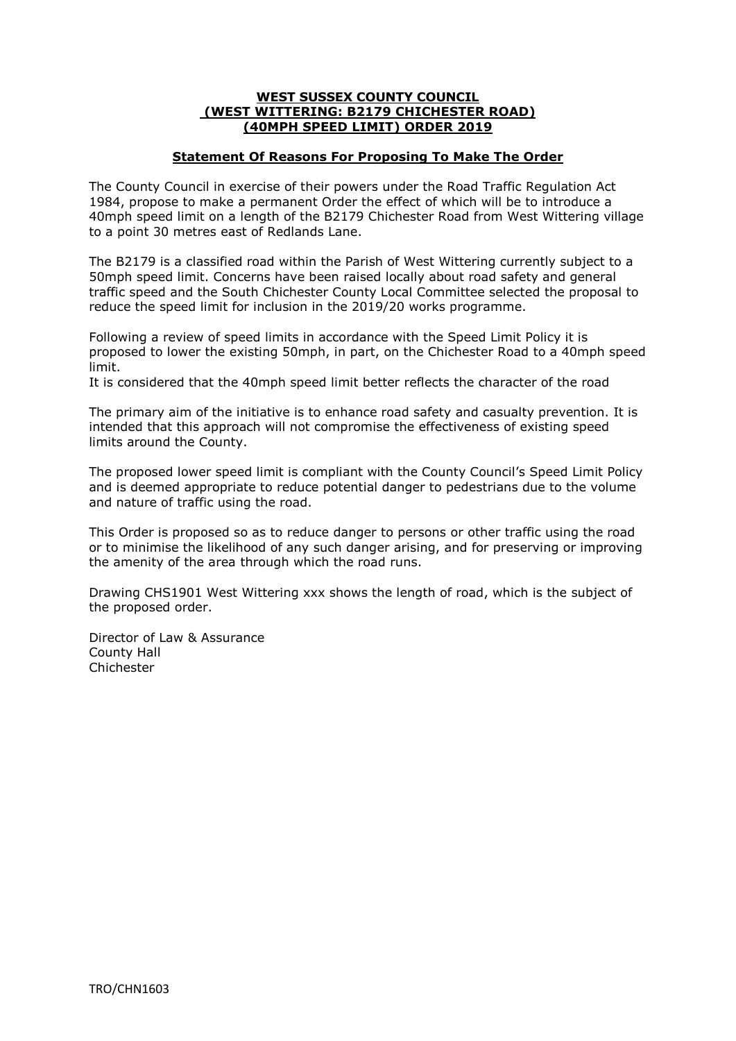**WEST SUSSEX COUNTY COUNCIL**
**(WEST WITTERING: B2179 CHICHESTER ROAD)**
**(40MPH SPEED LIMIT) ORDER 2019**

**Statement Of Reasons For Proposing To Make The Order**

The County Council in exercise of their powers under the Road Traffic Regulation Act 1984, propose to make a permanent Order the effect of which will be to introduce a 40mph speed limit on a length of the B2179 Chichester Road from West Wittering village to a point 30 metres east of Redlands Lane.

The B2179 is a classified road within the Parish of West Wittering currently subject to a 50mph speed limit. Concerns have been raised locally about road safety and general traffic speed and the South Chichester County Local Committee selected the proposal to reduce the speed limit for inclusion in the 2019/20 works programme.

Following a review of speed limits in accordance with the Speed Limit Policy it is proposed to lower the existing 50mph, in part, on the Chichester Road to a 40mph speed limit.
It is considered that the 40mph speed limit better reflects the character of the road

The primary aim of the initiative is to enhance road safety and casualty prevention. It is intended that this approach will not compromise the effectiveness of existing speed limits around the County.

The proposed lower speed limit is compliant with the County Council's Speed Limit Policy and is deemed appropriate to reduce potential danger to pedestrians due to the volume and nature of traffic using the road.

This Order is proposed so as to reduce danger to persons or other traffic using the road or to minimise the likelihood of any such danger arising, and for preserving or improving the amenity of the area through which the road runs.

Drawing CHS1901 West Wittering xxx shows the length of road, which is the subject of the proposed order.

Director of Law & Assurance
County Hall
Chichester

TRO/CHN1603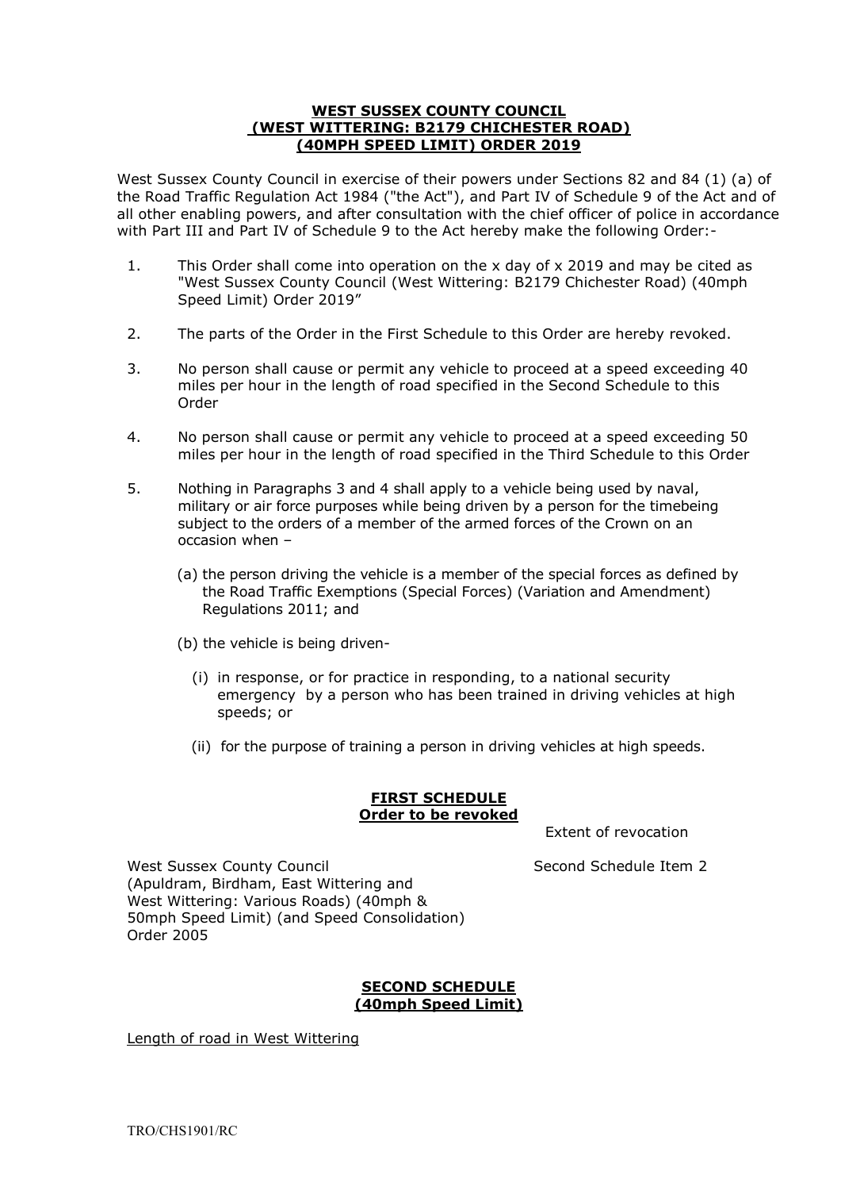**WEST SUSSEX COUNTY COUNCIL**
**(WEST WITTERING: B2179 CHICHESTER ROAD)**
**(40MPH SPEED LIMIT) ORDER 2019**

West Sussex County Council in exercise of their powers under Sections 82 and 84 (1) (a) of the Road Traffic Regulation Act 1984 ("the Act"), and Part IV of Schedule 9 of the Act and of all other enabling powers, and after consultation with the chief officer of police in accordance with Part III and Part IV of Schedule 9 to the Act hereby make the following Order:-

1. This Order shall come into operation on the x day of x 2019 and may be cited as "West Sussex County Council (West Wittering: B2179 Chichester Road) (40mph Speed Limit) Order 2019"

2. The parts of the Order in the First Schedule to this Order are hereby revoked.

3. No person shall cause or permit any vehicle to proceed at a speed exceeding 40 miles per hour in the length of road specified in the Second Schedule to this Order

4. No person shall cause or permit any vehicle to proceed at a speed exceeding 50 miles per hour in the length of road specified in the Third Schedule to this Order

5. Nothing in Paragraphs 3 and 4 shall apply to a vehicle being used by naval, military or air force purposes while being driven by a person for the timebeing subject to the orders of a member of the armed forces of the Crown on an occasion when –

   (a) the person driving the vehicle is a member of the special forces as defined by the Road Traffic Exemptions (Special Forces) (Variation and Amendment) Regulations 2011; and

   (b) the vehicle is being driven-

      (i) in response, or for practice in responding, to a national security emergency by a person who has been trained in driving vehicles at high speeds; or

      (ii) for the purpose of training a person in driving vehicles at high speeds.

**FIRST SCHEDULE**
**Order to be revoked**

| | Extent of revocation |
|---|---|
| West Sussex County Council (Apuldram, Birdham, East Wittering and West Wittering: Various Roads) (40mph & 50mph Speed Limit) (and Speed Consolidation) Order 2005 | Second Schedule Item 2 |

**SECOND SCHEDULE**
**(40mph Speed Limit)**

Length of road in West Wittering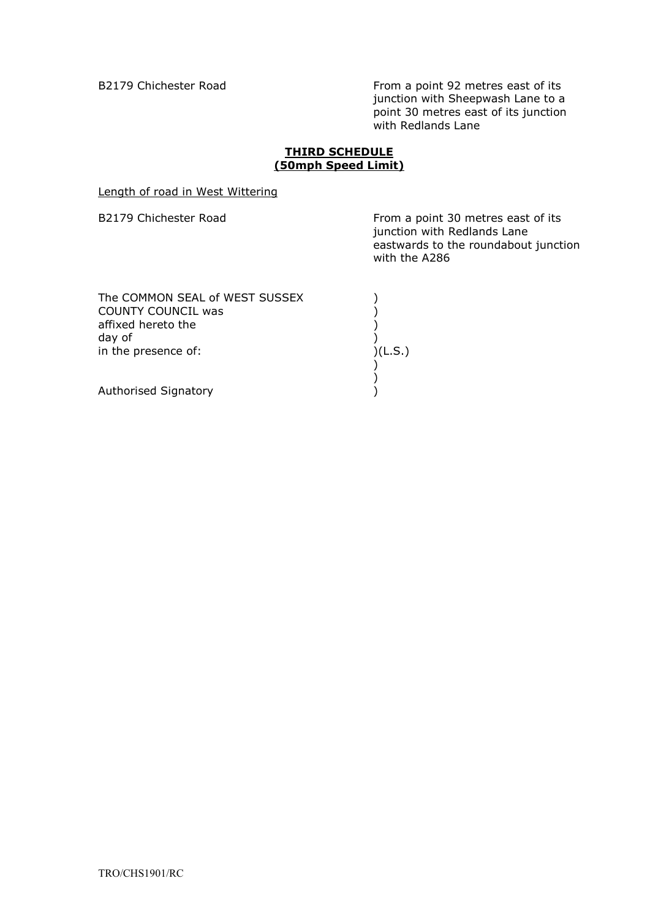| | |
|---|---|
| B2179 Chichester Road | From a point 92 metres east of its junction with Sheepwash Lane to a point 30 metres east of its junction with Redlands Lane |

**THIRD SCHEDULE**
**(50mph Speed Limit)**

Length of road in West Wittering

| | |
|---|---|
| B2179 Chichester Road | From a point 30 metres east of its junction with Redlands Lane eastwards to the roundabout junction with the A286 |

The COMMON SEAL of WEST SUSSEX )
COUNTY COUNCIL was )
affixed hereto the )
day of )
in the presence of: )(L.S.)
)
)
Authorised Signatory )

TRO/CHS1901/RC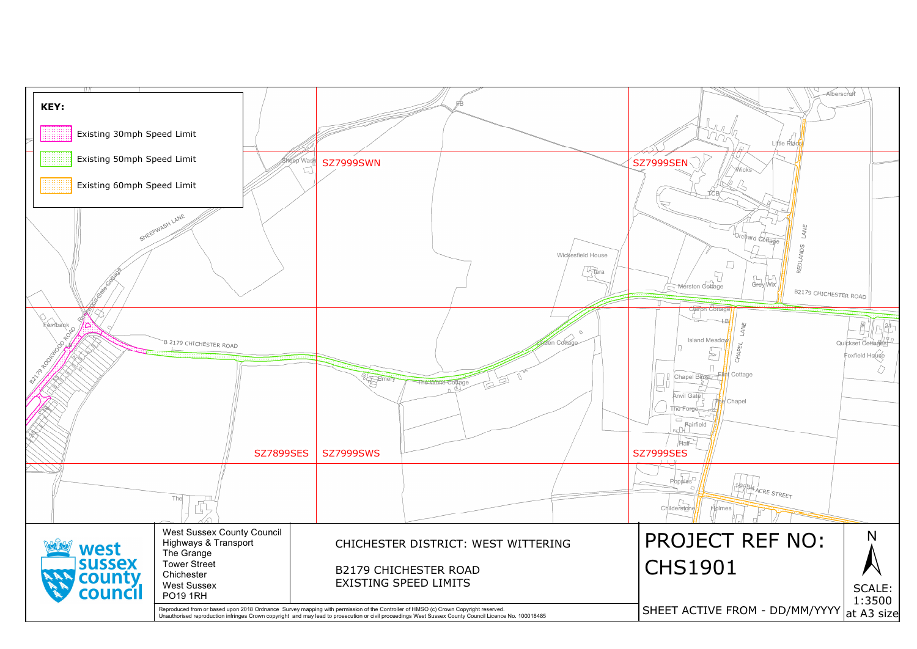**KEY:**

- Existing 30mph Speed Limit
- Existing 50mph Speed Limit
- Existing 60mph Speed Limit

SZ7999SWN

SZ7999SEN

SZ7899SES

SZ7999SWS

SZ7999SES

SHEEPWASH LANE

B 2179 CHICHESTER ROAD

B2179 ROOKWOOD ROAD

REDLANDS LANE

B2179 CHICHESTER ROAD

CHAPEL LANE

ACRE STREET

West Sussex County Council
Highways & Transport
The Grange
Tower Street
Chichester
West Sussex
PO19 1RH

CHICHESTER DISTRICT: WEST WITTERING

B2179 CHICHESTER ROAD
EXISTING SPEED LIMITS

PROJECT REF NO:
CHS1901

SHEET ACTIVE FROM - DD/MM/YYYY

N

SCALE:
1:3500
at A3 size

Reproduced from or based upon 2018 Ordnance Survey mapping with permission of the Controller of HMSO (c) Crown Copyright reserved.
Unauthorised reproduction infringes Crown copyright and may lead to prosecution or civil proceedings West Sussex County Council Licence No. 100018485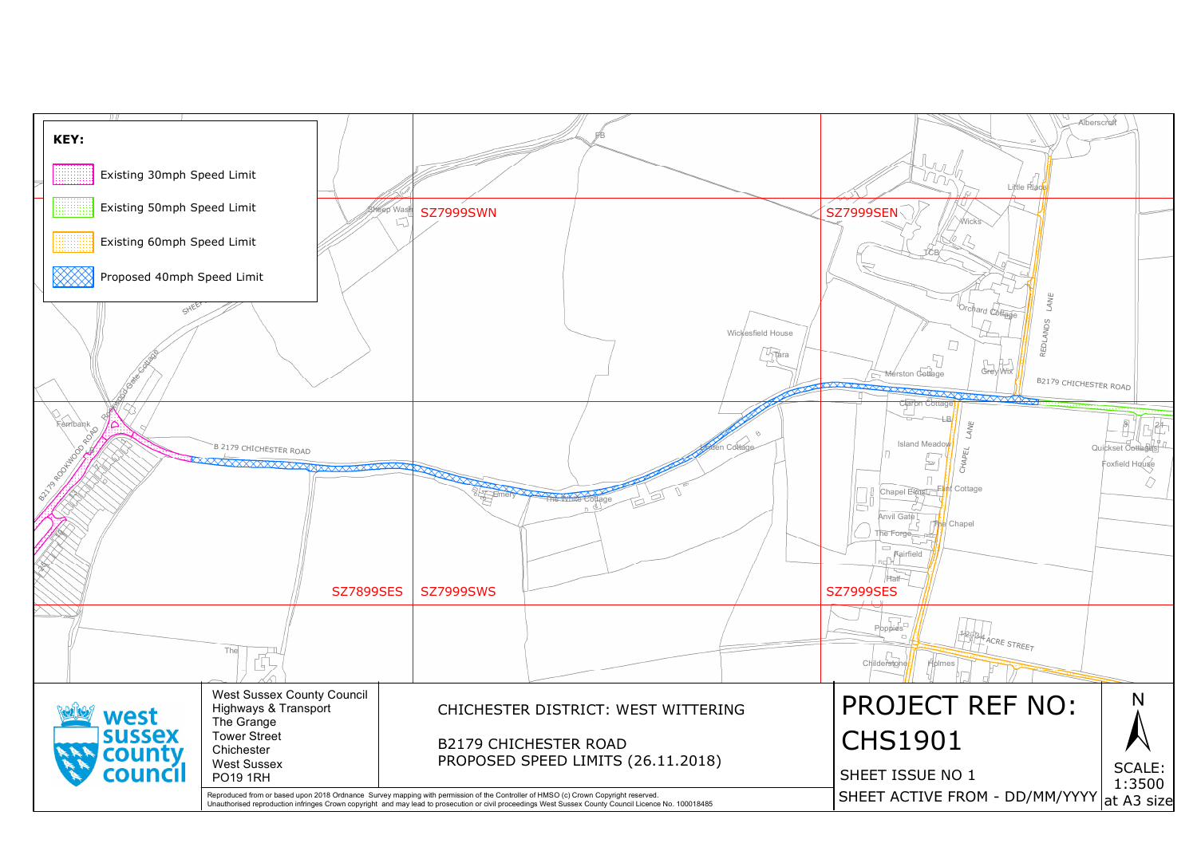**KEY:**

- Existing 30mph Speed Limit
- Existing 50mph Speed Limit
- Existing 60mph Speed Limit
- Proposed 40mph Speed Limit

SZ7999SWN

SZ7999SEN

SZ7899SES

SZ7999SWS

SZ7999SES

B 2179 CHICHESTER ROAD

B2179 CHICHESTER ROAD

B2179 ROOKWOOD ROAD

REDLANDS LANE

CHAPEL LANE

ACRE STREET

West Sussex County Council
Highways & Transport
The Grange
Tower Street
Chichester
West Sussex
PO19 1RH

CHICHESTER DISTRICT: WEST WITTERING

B2179 CHICHESTER ROAD
PROPOSED SPEED LIMITS (26.11.2018)

# PROJECT REF NO: CHS1901

SHEET ISSUE NO 1

SHEET ACTIVE FROM - DD/MM/YYYY

N

SCALE: 1:3500 at A3 size

Reproduced from or based upon 2018 Ordnance Survey mapping with permission of the Controller of HMSO (c) Crown Copyright reserved.
Unauthorised reproduction infringes Crown copyright and may lead to prosecution or civil proceedings West Sussex County Council Licence No. 100018485